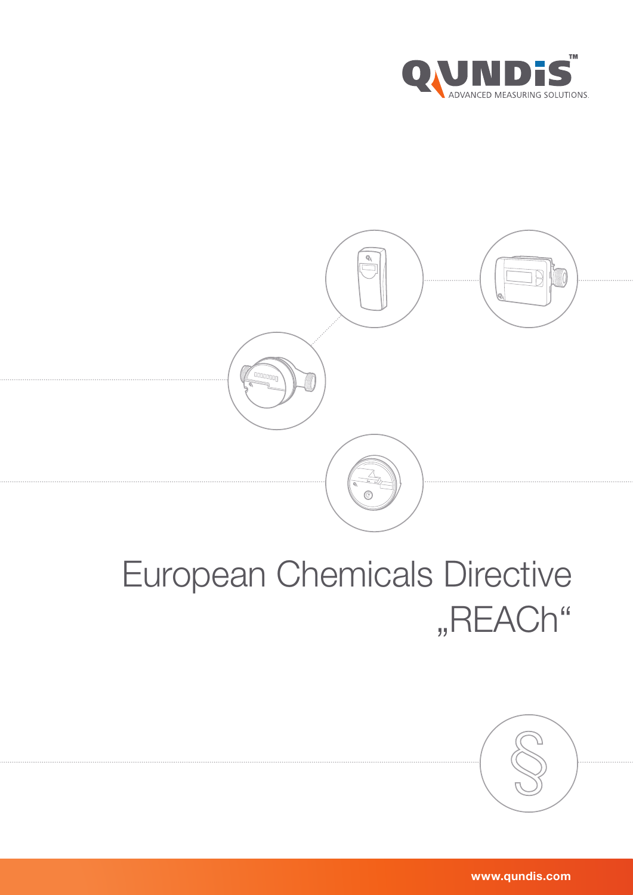QUNDIS™
ADVANCED MEASURING SOLUTIONS.

# European Chemicals Directive „REACh“

www.qundis.com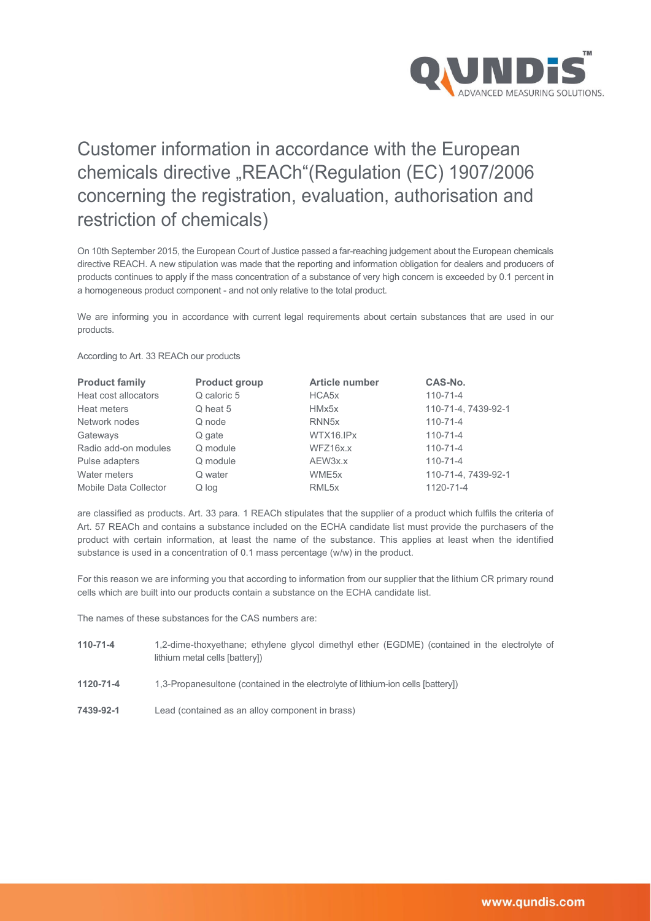# Customer information in accordance with the European chemicals directive „REACh"(Regulation (EC) 1907/2006 concerning the registration, evaluation, authorisation and restriction of chemicals)

On 10th September 2015, the European Court of Justice passed a far-reaching judgement about the European chemicals directive REACH. A new stipulation was made that the reporting and information obligation for dealers and producers of products continues to apply if the mass concentration of a substance of very high concern is exceeded by 0.1 percent in a homogeneous product component - and not only relative to the total product.

We are informing you in accordance with current legal requirements about certain substances that are used in our products.

According to Art. 33 REACh our products

| Product family | Product group | Article number | CAS-No. |
|---|---|---|---|
| Heat cost allocators | Q caloric 5 | HCA5x | 110-71-4 |
| Heat meters | Q heat 5 | HMx5x | 110-71-4, 7439-92-1 |
| Network nodes | Q node | RNN5x | 110-71-4 |
| Gateways | Q gate | WTX16.IPx | 110-71-4 |
| Radio add-on modules | Q module | WFZ16x.x | 110-71-4 |
| Pulse adapters | Q module | AEW3x.x | 110-71-4 |
| Water meters | Q water | WME5x | 110-71-4, 7439-92-1 |
| Mobile Data Collector | Q log | RML5x | 1120-71-4 |

are classified as products. Art. 33 para. 1 REACh stipulates that the supplier of a product which fulfils the criteria of Art. 57 REACh and contains a substance included on the ECHA candidate list must provide the purchasers of the product with certain information, at least the name of the substance. This applies at least when the identified substance is used in a concentration of 0.1 mass percentage (w/w) in the product.

For this reason we are informing you that according to information from our supplier that the lithium CR primary round cells which are built into our products contain a substance on the ECHA candidate list.

The names of these substances for the CAS numbers are:

**110-71-4** 1,2-dime-thoxyethane; ethylene glycol dimethyl ether (EGDME) (contained in the electrolyte of lithium metal cells [battery])

**1120-71-4** 1,3-Propanesultone (contained in the electrolyte of lithium-ion cells [battery])

**7439-92-1** Lead (contained as an alloy component in brass)